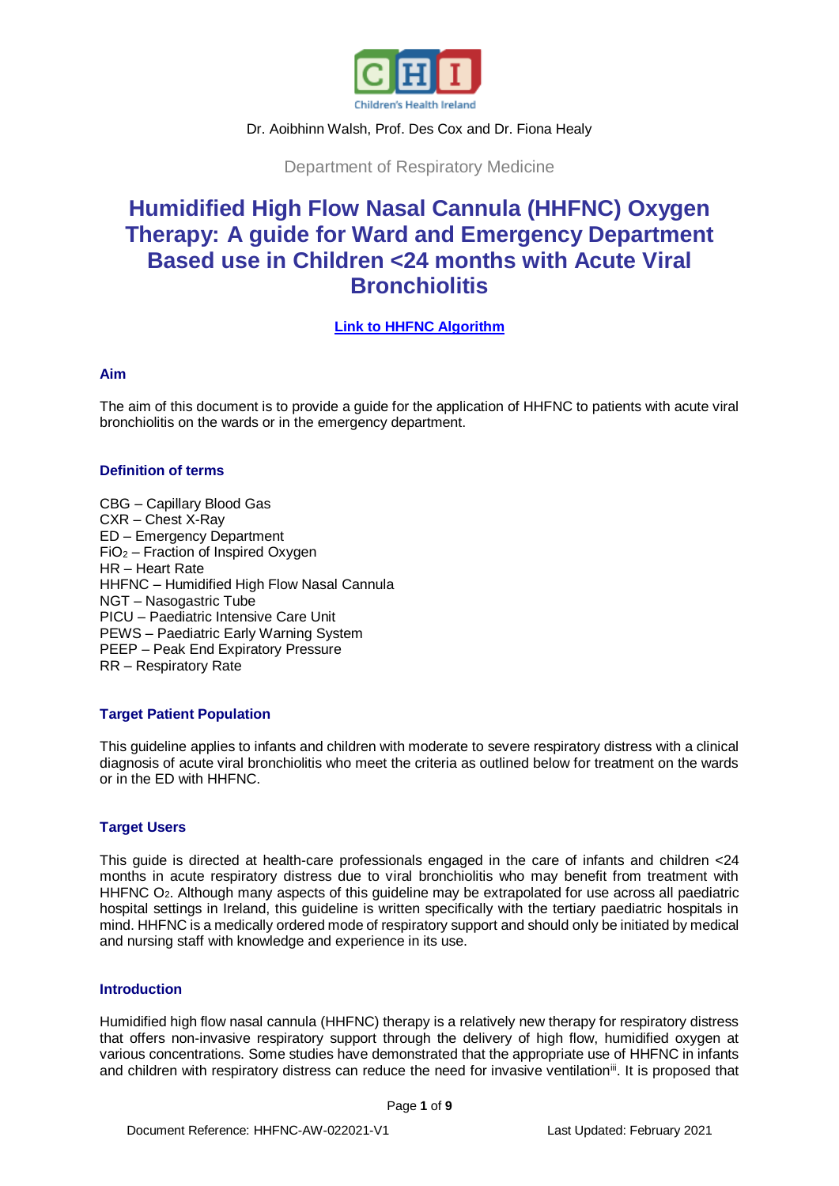Dr. Aoibhinn Walsh, Prof. Des Cox and Dr. Fiona Healy

Department of Respiratory Medicine

# Humidified High Flow Nasal Cannula (HHFNC) Oxygen Therapy: A guide for Ward and Emergency Department Based use in Children <24 months with Acute Viral Bronchiolitis

**Link to HHFNC Algorithm**

## Aim

The aim of this document is to provide a guide for the application of HHFNC to patients with acute viral bronchiolitis on the wards or in the emergency department.

## Definition of terms

CBG – Capillary Blood Gas
CXR – Chest X-Ray
ED – Emergency Department
$FiO_2$ – Fraction of Inspired Oxygen
HR – Heart Rate
HHFNC – Humidified High Flow Nasal Cannula
NGT – Nasogastric Tube
PICU – Paediatric Intensive Care Unit
PEWS – Paediatric Early Warning System
PEEP – Peak End Expiratory Pressure
RR – Respiratory Rate

## Target Patient Population

This guideline applies to infants and children with moderate to severe respiratory distress with a clinical diagnosis of acute viral bronchiolitis who meet the criteria as outlined below for treatment on the wards or in the ED with HHFNC.

## Target Users

This guide is directed at health-care professionals engaged in the care of infants and children <24 months in acute respiratory distress due to viral bronchiolitis who may benefit from treatment with HHFNC $O_2$. Although many aspects of this guideline may be extrapolated for use across all paediatric hospital settings in Ireland, this guideline is written specifically with the tertiary paediatric hospitals in mind. HHFNC is a medically ordered mode of respiratory support and should only be initiated by medical and nursing staff with knowledge and experience in its use.

## Introduction

Humidified high flow nasal cannula (HHFNC) therapy is a relatively new therapy for respiratory distress that offers non-invasive respiratory support through the delivery of high flow, humidified oxygen at various concentrations. Some studies have demonstrated that the appropriate use of HHFNC in infants and children with respiratory distress can reduce the need for invasive ventilation[iii]. It is proposed that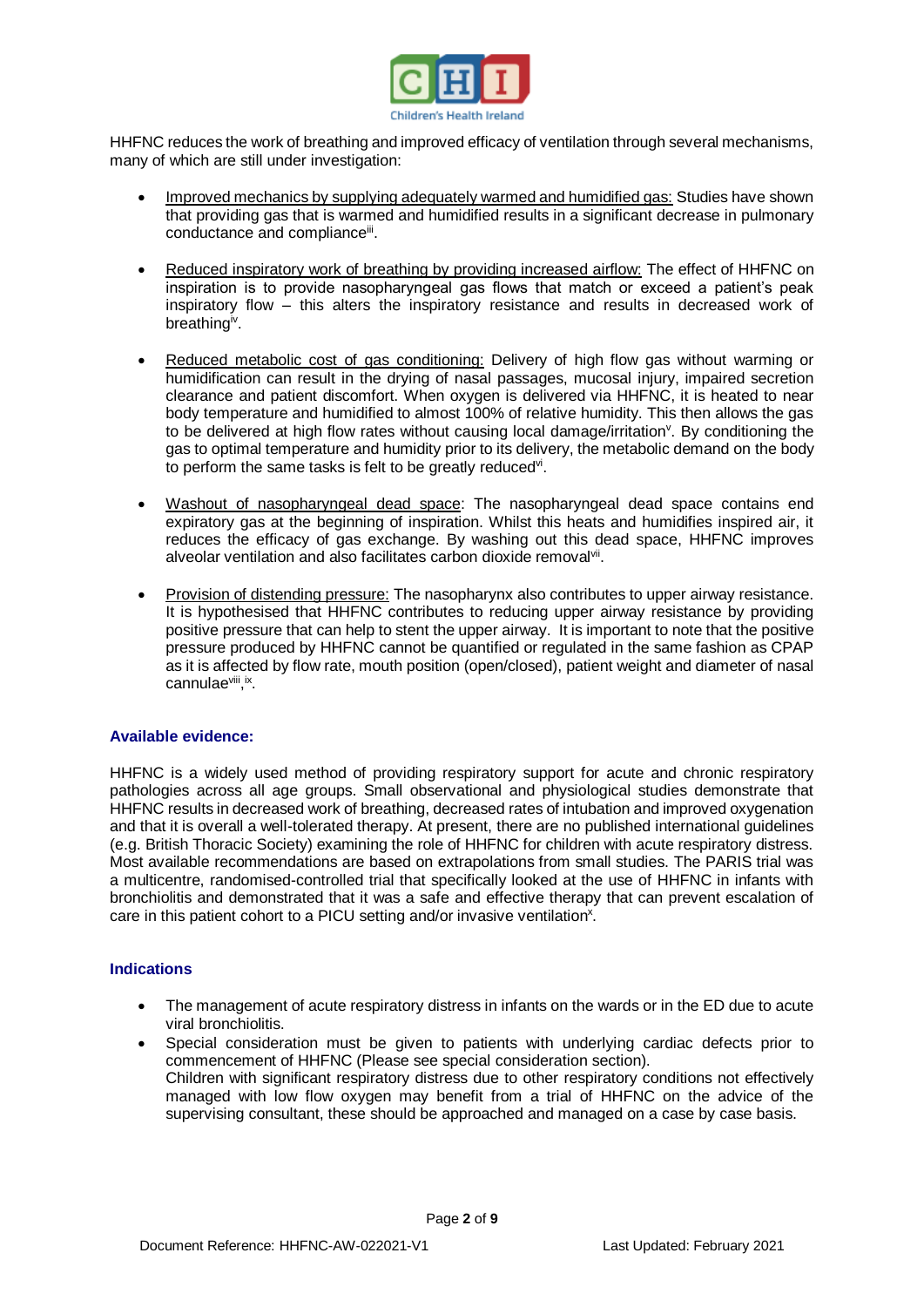HHFNC reduces the work of breathing and improved efficacy of ventilation through several mechanisms, many of which are still under investigation:

- Improved mechanics by supplying adequately warmed and humidified gas: Studies have shown that providing gas that is warmed and humidified results in a significant decrease in pulmonary conductance and compliance[iii].

- Reduced inspiratory work of breathing by providing increased airflow: The effect of HHFNC on inspiration is to provide nasopharyngeal gas flows that match or exceed a patient's peak inspiratory flow – this alters the inspiratory resistance and results in decreased work of breathing[iv].

- Reduced metabolic cost of gas conditioning: Delivery of high flow gas without warming or humidification can result in the drying of nasal passages, mucosal injury, impaired secretion clearance and patient discomfort. When oxygen is delivered via HHFNC, it is heated to near body temperature and humidified to almost 100% of relative humidity. This then allows the gas to be delivered at high flow rates without causing local damage/irritation[v]. By conditioning the gas to optimal temperature and humidity prior to its delivery, the metabolic demand on the body to perform the same tasks is felt to be greatly reduced[vi].

- Washout of nasopharyngeal dead space: The nasopharyngeal dead space contains end expiratory gas at the beginning of inspiration. Whilst this heats and humidifies inspired air, it reduces the efficacy of gas exchange. By washing out this dead space, HHFNC improves alveolar ventilation and also facilitates carbon dioxide removal[vii].

- Provision of distending pressure: The nasopharynx also contributes to upper airway resistance. It is hypothesised that HHFNC contributes to reducing upper airway resistance by providing positive pressure that can help to stent the upper airway. It is important to note that the positive pressure produced by HHFNC cannot be quantified or regulated in the same fashion as CPAP as it is affected by flow rate, mouth position (open/closed), patient weight and diameter of nasal cannulae[viii, ix].

### Available evidence:

HHFNC is a widely used method of providing respiratory support for acute and chronic respiratory pathologies across all age groups. Small observational and physiological studies demonstrate that HHFNC results in decreased work of breathing, decreased rates of intubation and improved oxygenation and that it is overall a well-tolerated therapy. At present, there are no published international guidelines (e.g. British Thoracic Society) examining the role of HHFNC for children with acute respiratory distress. Most available recommendations are based on extrapolations from small studies. The PARIS trial was a multicentre, randomised-controlled trial that specifically looked at the use of HHFNC in infants with bronchiolitis and demonstrated that it was a safe and effective therapy that can prevent escalation of care in this patient cohort to a PICU setting and/or invasive ventilation[x].

### Indications

- The management of acute respiratory distress in infants on the wards or in the ED due to acute viral bronchiolitis.
- Special consideration must be given to patients with underlying cardiac defects prior to commencement of HHFNC (Please see special consideration section).
  Children with significant respiratory distress due to other respiratory conditions not effectively managed with low flow oxygen may benefit from a trial of HHFNC on the advice of the supervising consultant, these should be approached and managed on a case by case basis.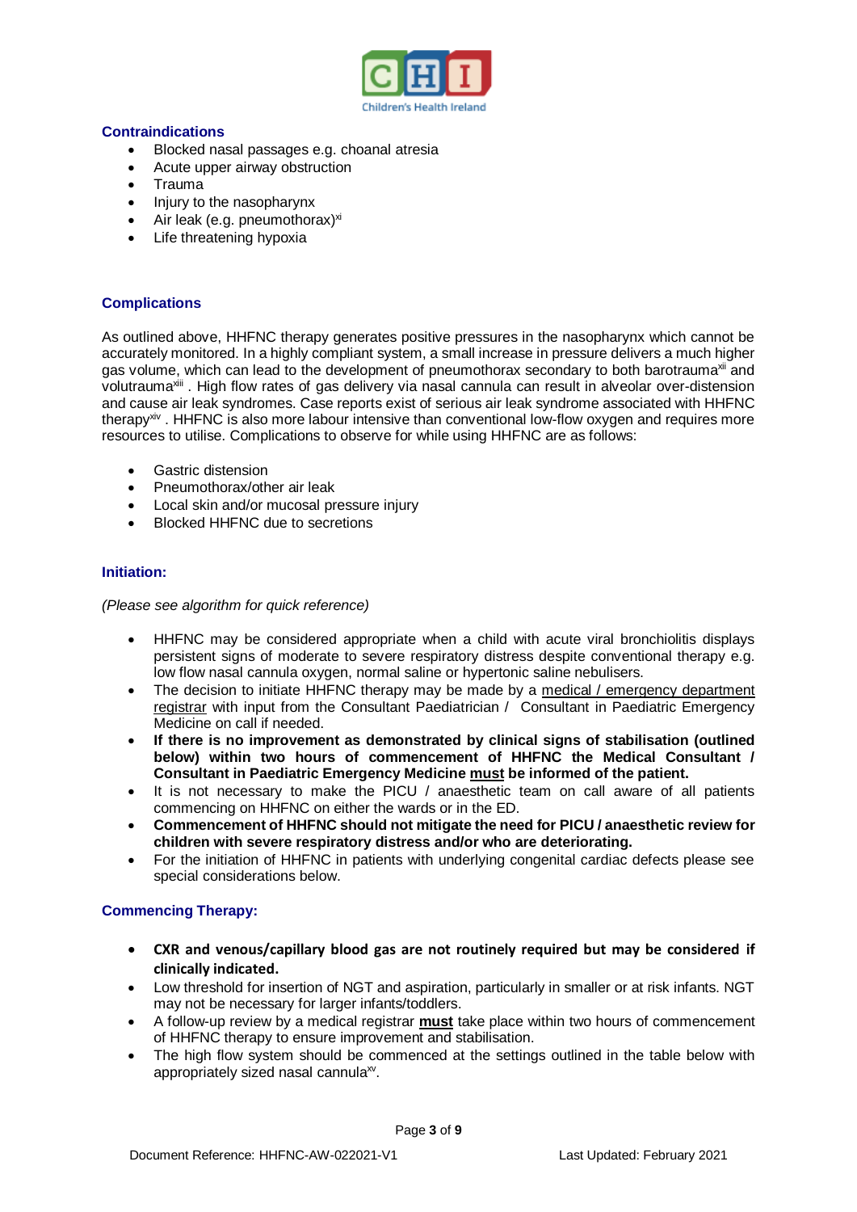## Contraindications

- Blocked nasal passages e.g. choanal atresia
- Acute upper airway obstruction
- Trauma
- Injury to the nasopharynx
- Air leak (e.g. pneumothorax)[xi]
- Life threatening hypoxia

## Complications

As outlined above, HHFNC therapy generates positive pressures in the nasopharynx which cannot be accurately monitored. In a highly compliant system, a small increase in pressure delivers a much higher gas volume, which can lead to the development of pneumothorax secondary to both barotrauma[xii] and volutrauma[xiii] . High flow rates of gas delivery via nasal cannula can result in alveolar over-distension and cause air leak syndromes. Case reports exist of serious air leak syndrome associated with HHFNC therapy[xiv] . HHFNC is also more labour intensive than conventional low-flow oxygen and requires more resources to utilise. Complications to observe for while using HHFNC are as follows:

- Gastric distension
- Pneumothorax/other air leak
- Local skin and/or mucosal pressure injury
- Blocked HHFNC due to secretions

## Initiation:

*(Please see algorithm for quick reference)*

- HHFNC may be considered appropriate when a child with acute viral bronchiolitis displays persistent signs of moderate to severe respiratory distress despite conventional therapy e.g. low flow nasal cannula oxygen, normal saline or hypertonic saline nebulisers.
- The decision to initiate HHFNC therapy may be made by a <u>medical / emergency department registrar</u> with input from the Consultant Paediatrician / Consultant in Paediatric Emergency Medicine on call if needed.
- **If there is no improvement as demonstrated by clinical signs of stabilisation (outlined below) within two hours of commencement of HHFNC the Medical Consultant / Consultant in Paediatric Emergency Medicine <u>must</u> be informed of the patient.**
- It is not necessary to make the PICU / anaesthetic team on call aware of all patients commencing on HHFNC on either the wards or in the ED.
- **Commencement of HHFNC should not mitigate the need for PICU / anaesthetic review for children with severe respiratory distress and/or who are deteriorating.**
- For the initiation of HHFNC in patients with underlying congenital cardiac defects please see special considerations below.

## Commencing Therapy:

- **CXR and venous/capillary blood gas are not routinely required but may be considered if clinically indicated.**
- Low threshold for insertion of NGT and aspiration, particularly in smaller or at risk infants. NGT may not be necessary for larger infants/toddlers.
- A follow-up review by a medical registrar **<u>must</u>** take place within two hours of commencement of HHFNC therapy to ensure improvement and stabilisation.
- The high flow system should be commenced at the settings outlined in the table below with appropriately sized nasal cannula[xv].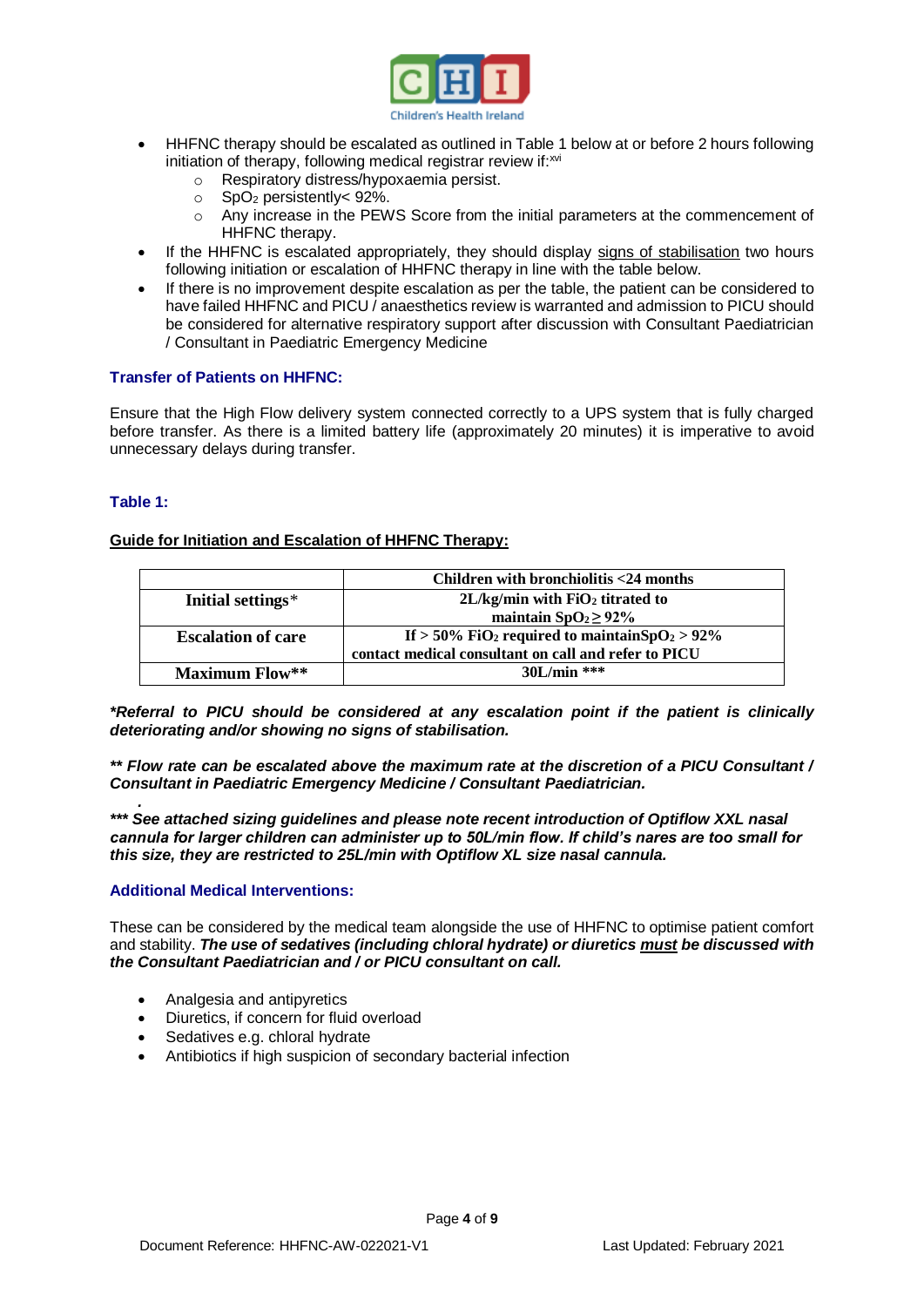- HHFNC therapy should be escalated as outlined in Table 1 below at or before 2 hours following initiation of therapy, following medical registrar review if:[xvi]
    - Respiratory distress/hypoxaemia persist.
    - $SpO_2$ persistently< 92%.
    - Any increase in the PEWS Score from the initial parameters at the commencement of HHFNC therapy.
- If the HHFNC is escalated appropriately, they should display signs of stabilisation two hours following initiation or escalation of HHFNC therapy in line with the table below.
- If there is no improvement despite escalation as per the table, the patient can be considered to have failed HHFNC and PICU / anaesthetics review is warranted and admission to PICU should be considered for alternative respiratory support after discussion with Consultant Paediatrician / Consultant in Paediatric Emergency Medicine

## Transfer of Patients on HHFNC:

Ensure that the High Flow delivery system connected correctly to a UPS system that is fully charged before transfer. As there is a limited battery life (approximately 20 minutes) it is imperative to avoid unnecessary delays during transfer.

## Table 1:

**Guide for Initiation and Escalation of HHFNC Therapy:**

| | **Children with bronchiolitis <24 months** |
|---|---|
| **Initial settings*** | **2L/kg/min with $FiO_2$ titrated to maintain $SpO_2 \geq 92\%$** |
| **Escalation of care** | **If > 50% $FiO_2$ required to maintain $SpO_2$ > 92% contact medical consultant on call and refer to PICU** |
| **Maximum Flow**** | **30L/min ***** |

***Referral to PICU should be considered at any escalation point if the patient is clinically deteriorating and/or showing no signs of stabilisation.***

***** Flow rate can be escalated above the maximum rate at the discretion of a PICU Consultant / Consultant in Paediatric Emergency Medicine / Consultant Paediatrician.***

****** See attached sizing guidelines and please note recent introduction of Optiflow XXL nasal cannula for larger children can administer up to 50L/min flow. If child's nares are too small for this size, they are restricted to 25L/min with Optiflow XL size nasal cannula.***

## Additional Medical Interventions:

These can be considered by the medical team alongside the use of HHFNC to optimise patient comfort and stability. ***The use of sedatives (including chloral hydrate) or diuretics must be discussed with the Consultant Paediatrician and / or PICU consultant on call.***

- Analgesia and antipyretics
- Diuretics, if concern for fluid overload
- Sedatives e.g. chloral hydrate
- Antibiotics if high suspicion of secondary bacterial infection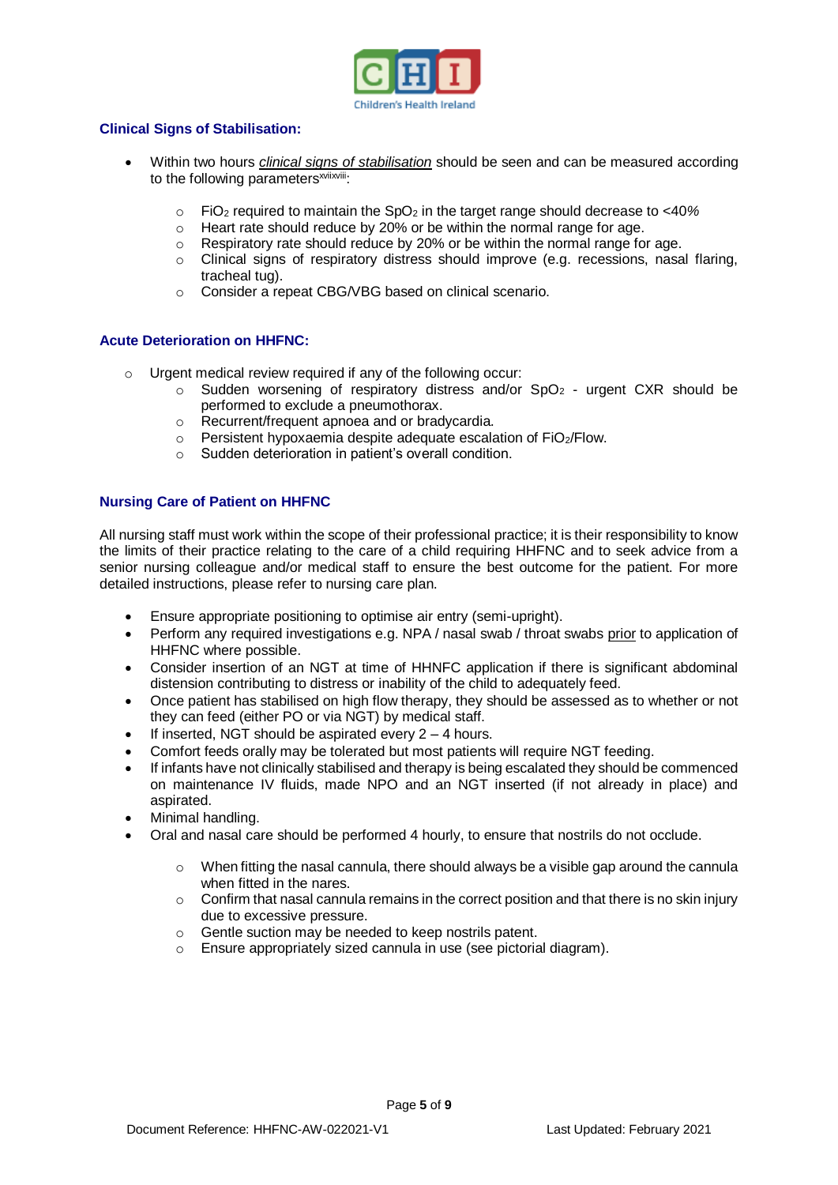### Clinical Signs of Stabilisation:

- Within two hours *clinical signs of stabilisation* should be seen and can be measured according to the following parameters[xvii,xviii]:
  - $FiO_2$ required to maintain the $SpO_2$ in the target range should decrease to <40%
  - Heart rate should reduce by 20% or be within the normal range for age.
  - Respiratory rate should reduce by 20% or be within the normal range for age.
  - Clinical signs of respiratory distress should improve (e.g. recessions, nasal flaring, tracheal tug).
  - Consider a repeat CBG/VBG based on clinical scenario.

### Acute Deterioration on HHFNC:

- Urgent medical review required if any of the following occur:
  - Sudden worsening of respiratory distress and/or $SpO_2$ - urgent CXR should be performed to exclude a pneumothorax.
  - Recurrent/frequent apnoea and or bradycardia.
  - Persistent hypoxaemia despite adequate escalation of $FiO_2$/Flow.
  - Sudden deterioration in patient's overall condition.

### Nursing Care of Patient on HHFNC

All nursing staff must work within the scope of their professional practice; it is their responsibility to know the limits of their practice relating to the care of a child requiring HHFNC and to seek advice from a senior nursing colleague and/or medical staff to ensure the best outcome for the patient. For more detailed instructions, please refer to nursing care plan.

- Ensure appropriate positioning to optimise air entry (semi-upright).
- Perform any required investigations e.g. NPA / nasal swab / throat swabs prior to application of HHFNC where possible.
- Consider insertion of an NGT at time of HHNFC application if there is significant abdominal distension contributing to distress or inability of the child to adequately feed.
- Once patient has stabilised on high flow therapy, they should be assessed as to whether or not they can feed (either PO or via NGT) by medical staff.
- If inserted, NGT should be aspirated every 2 – 4 hours.
- Comfort feeds orally may be tolerated but most patients will require NGT feeding.
- If infants have not clinically stabilised and therapy is being escalated they should be commenced on maintenance IV fluids, made NPO and an NGT inserted (if not already in place) and aspirated.
- Minimal handling.
- Oral and nasal care should be performed 4 hourly, to ensure that nostrils do not occlude.
  - When fitting the nasal cannula, there should always be a visible gap around the cannula when fitted in the nares.
  - Confirm that nasal cannula remains in the correct position and that there is no skin injury due to excessive pressure.
  - Gentle suction may be needed to keep nostrils patent.
  - Ensure appropriately sized cannula in use (see pictorial diagram).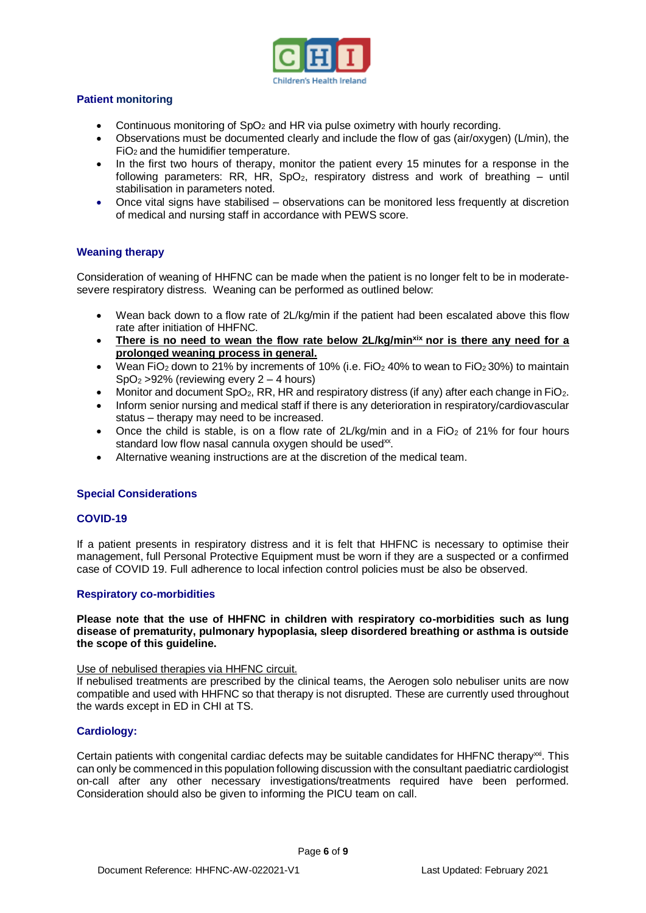## Patient monitoring

- Continuous monitoring of $SpO_2$ and HR via pulse oximetry with hourly recording.
- Observations must be documented clearly and include the flow of gas (air/oxygen) (L/min), the $FiO_2$ and the humidifier temperature.
- In the first two hours of therapy, monitor the patient every 15 minutes for a response in the following parameters: RR, HR, $SpO_2$, respiratory distress and work of breathing – until stabilisation in parameters noted.
- Once vital signs have stabilised – observations can be monitored less frequently at discretion of medical and nursing staff in accordance with PEWS score.

## Weaning therapy

Consideration of weaning of HHFNC can be made when the patient is no longer felt to be in moderate-severe respiratory distress. Weaning can be performed as outlined below:

- Wean back down to a flow rate of 2L/kg/min if the patient had been escalated above this flow rate after initiation of HHFNC.
- **There is no need to wean the flow rate below 2L/kg/min[xix] nor is there any need for a prolonged weaning process in general.**
- Wean $FiO_2$ down to 21% by increments of 10% (i.e. $FiO_2$ 40% to wean to $FiO_2$ 30%) to maintain $SpO_2$ >92% (reviewing every 2 – 4 hours)
- Monitor and document $SpO_2$, RR, HR and respiratory distress (if any) after each change in $FiO_2$.
- Inform senior nursing and medical staff if there is any deterioration in respiratory/cardiovascular status – therapy may need to be increased.
- Once the child is stable, is on a flow rate of 2L/kg/min and in a $FiO_2$ of 21% for four hours standard low flow nasal cannula oxygen should be used[xx].
- Alternative weaning instructions are at the discretion of the medical team.

## Special Considerations

### COVID-19

If a patient presents in respiratory distress and it is felt that HHFNC is necessary to optimise their management, full Personal Protective Equipment must be worn if they are a suspected or a confirmed case of COVID 19. Full adherence to local infection control policies must be also be observed.

### Respiratory co-morbidities

**Please note that the use of HHFNC in children with respiratory co-morbidities such as lung disease of prematurity, pulmonary hypoplasia, sleep disordered breathing or asthma is outside the scope of this guideline.**

Use of nebulised therapies via HHFNC circuit.

If nebulised treatments are prescribed by the clinical teams, the Aerogen solo nebuliser units are now compatible and used with HHFNC so that therapy is not disrupted. These are currently used throughout the wards except in ED in CHI at TS.

### Cardiology:

Certain patients with congenital cardiac defects may be suitable candidates for HHFNC therapy[xxi]. This can only be commenced in this population following discussion with the consultant paediatric cardiologist on-call after any other necessary investigations/treatments required have been performed. Consideration should also be given to informing the PICU team on call.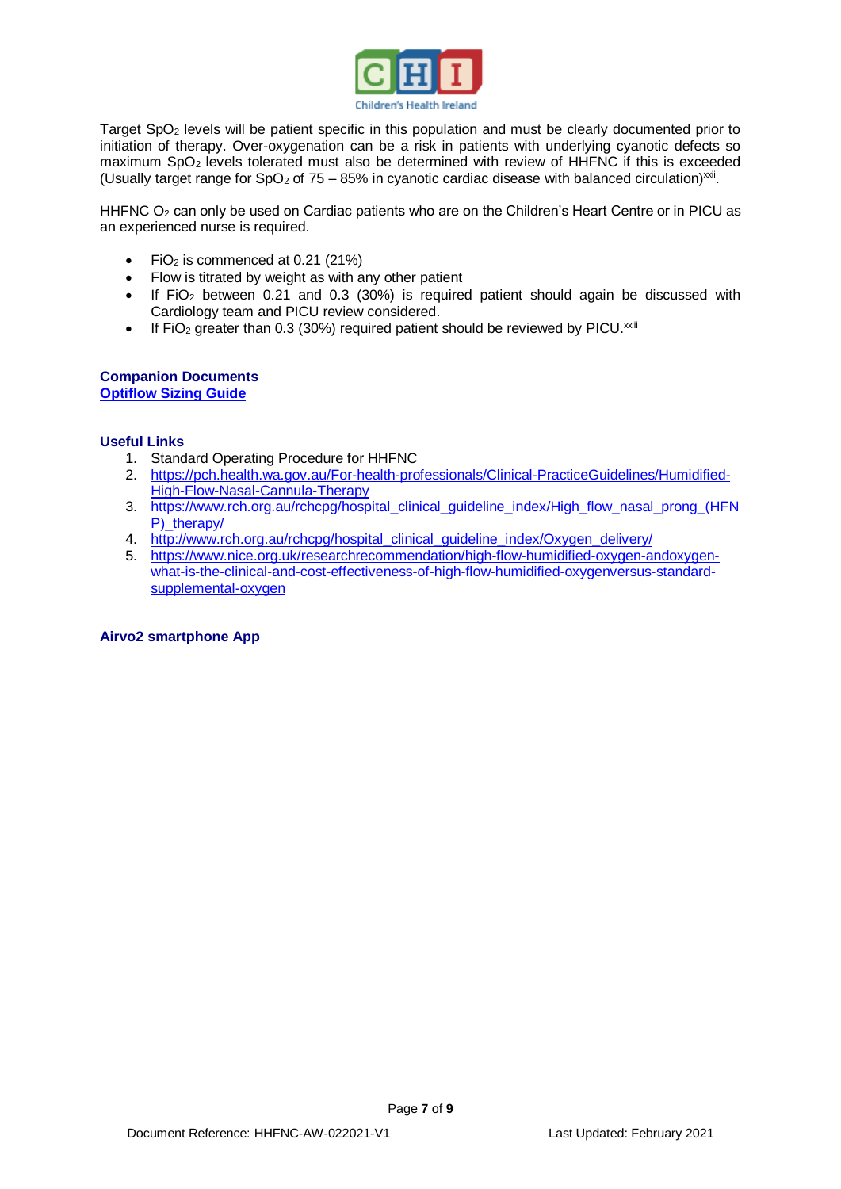Target $SpO_2$ levels will be patient specific in this population and must be clearly documented prior to initiation of therapy. Over-oxygenation can be a risk in patients with underlying cyanotic defects so maximum $SpO_2$ levels tolerated must also be determined with review of HHFNC if this is exceeded (Usually target range for $SpO_2$ of 75 – 85% in cyanotic cardiac disease with balanced circulation)[xxii].

HHFNC $O_2$ can only be used on Cardiac patients who are on the Children's Heart Centre or in PICU as an experienced nurse is required.

- $FiO_2$ is commenced at 0.21 (21%)
- Flow is titrated by weight as with any other patient
- If $FiO_2$ between 0.21 and 0.3 (30%) is required patient should again be discussed with Cardiology team and PICU review considered.
- If $FiO_2$ greater than 0.3 (30%) required patient should be reviewed by PICU.[xxiii]

**Companion Documents**
**Optiflow Sizing Guide**

**Useful Links**

1. Standard Operating Procedure for HHFNC
2. https://pch.health.wa.gov.au/For-health-professionals/Clinical-PracticeGuidelines/Humidified-High-Flow-Nasal-Cannula-Therapy
3. https://www.rch.org.au/rchcpg/hospital_clinical_guideline_index/High_flow_nasal_prong_(HFNP)_therapy/
4. http://www.rch.org.au/rchcpg/hospital_clinical_guideline_index/Oxygen_delivery/
5. https://www.nice.org.uk/researchrecommendation/high-flow-humidified-oxygen-andoxygen-what-is-the-clinical-and-cost-effectiveness-of-high-flow-humidified-oxygenversus-standard-supplemental-oxygen

**Airvo2 smartphone App**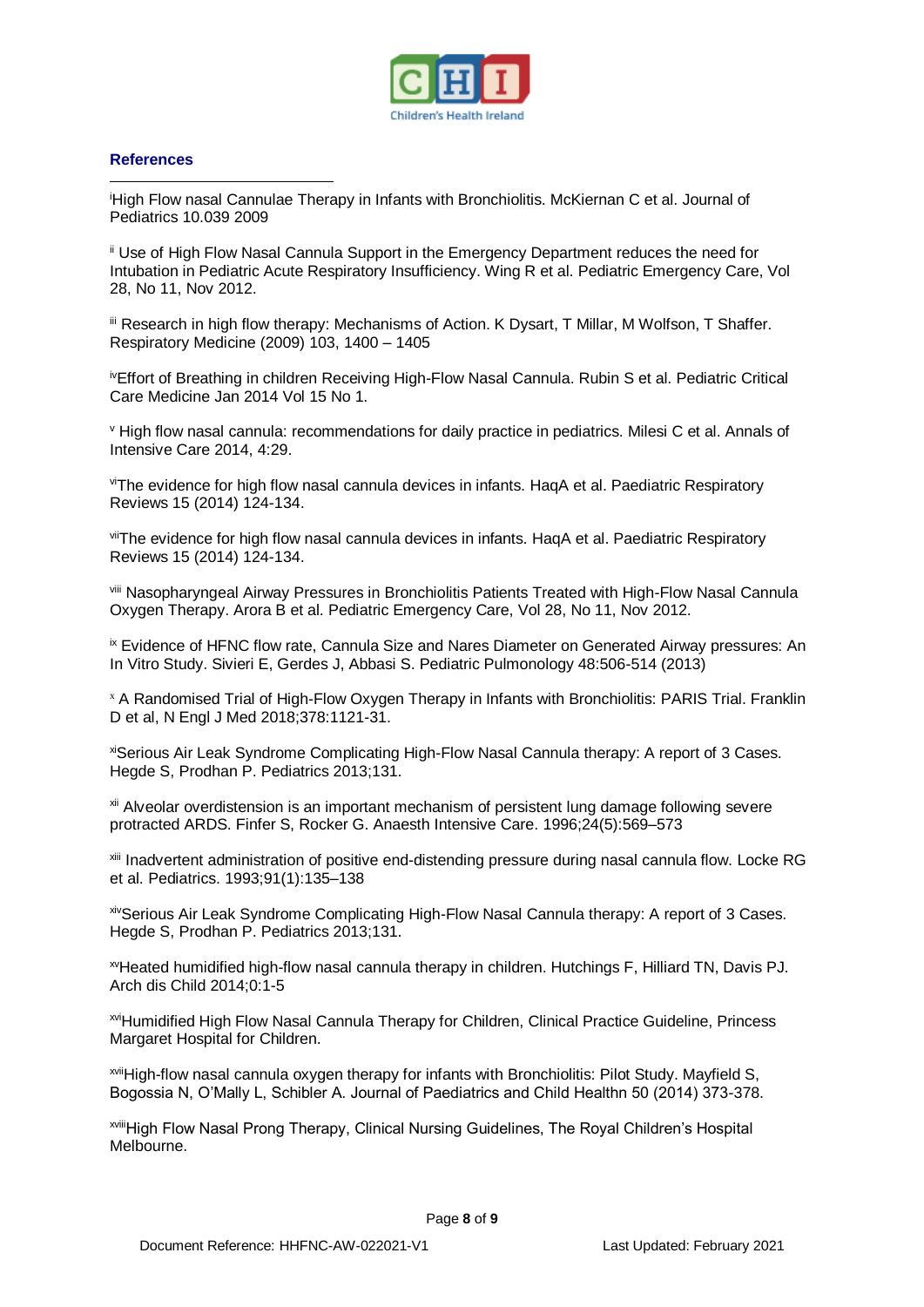### References

[i] High Flow nasal Cannulae Therapy in Infants with Bronchiolitis. McKiernan C et al. Journal of Pediatrics 10.039 2009

[ii] Use of High Flow Nasal Cannula Support in the Emergency Department reduces the need for Intubation in Pediatric Acute Respiratory Insufficiency. Wing R et al. Pediatric Emergency Care, Vol 28, No 11, Nov 2012.

[iii] Research in high flow therapy: Mechanisms of Action. K Dysart, T Millar, M Wolfson, T Shaffer. Respiratory Medicine (2009) 103, 1400 – 1405

[iv] Effort of Breathing in children Receiving High-Flow Nasal Cannula. Rubin S et al. Pediatric Critical Care Medicine Jan 2014 Vol 15 No 1.

[v] High flow nasal cannula: recommendations for daily practice in pediatrics. Milesi C et al. Annals of Intensive Care 2014, 4:29.

[vi] The evidence for high flow nasal cannula devices in infants. HaqA et al. Paediatric Respiratory Reviews 15 (2014) 124-134.

[vii] The evidence for high flow nasal cannula devices in infants. HaqA et al. Paediatric Respiratory Reviews 15 (2014) 124-134.

[viii] Nasopharyngeal Airway Pressures in Bronchiolitis Patients Treated with High-Flow Nasal Cannula Oxygen Therapy. Arora B et al. Pediatric Emergency Care, Vol 28, No 11, Nov 2012.

[ix] Evidence of HFNC flow rate, Cannula Size and Nares Diameter on Generated Airway pressures: An In Vitro Study. Sivieri E, Gerdes J, Abbasi S. Pediatric Pulmonology 48:506-514 (2013)

[x] A Randomised Trial of High-Flow Oxygen Therapy in Infants with Bronchiolitis: PARIS Trial. Franklin D et al, N Engl J Med 2018;378:1121-31.

[xi] Serious Air Leak Syndrome Complicating High-Flow Nasal Cannula therapy: A report of 3 Cases. Hegde S, Prodhan P. Pediatrics 2013;131.

[xii] Alveolar overdistension is an important mechanism of persistent lung damage following severe protracted ARDS. Finfer S, Rocker G. Anaesth Intensive Care. 1996;24(5):569–573

[xiii] Inadvertent administration of positive end-distending pressure during nasal cannula flow. Locke RG et al. Pediatrics. 1993;91(1):135–138

[xiv] Serious Air Leak Syndrome Complicating High-Flow Nasal Cannula therapy: A report of 3 Cases. Hegde S, Prodhan P. Pediatrics 2013;131.

[xv] Heated humidified high-flow nasal cannula therapy in children. Hutchings F, Hilliard TN, Davis PJ. Arch dis Child 2014;0:1-5

[xvi] Humidified High Flow Nasal Cannula Therapy for Children, Clinical Practice Guideline, Princess Margaret Hospital for Children.

[xvii] High-flow nasal cannula oxygen therapy for infants with Bronchiolitis: Pilot Study. Mayfield S, Bogossia N, O'Mally L, Schibler A. Journal of Paediatrics and Child Healthn 50 (2014) 373-378.

[xviii] High Flow Nasal Prong Therapy, Clinical Nursing Guidelines, The Royal Children's Hospital Melbourne.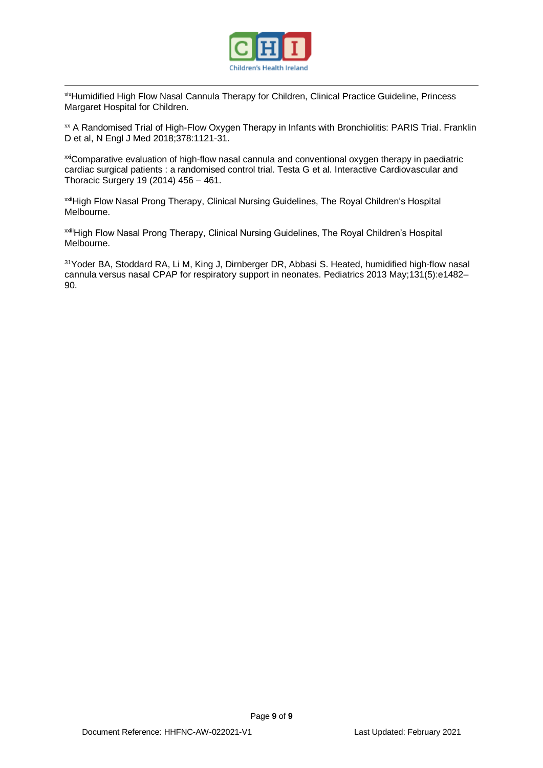[xix]Humidified High Flow Nasal Cannula Therapy for Children, Clinical Practice Guideline, Princess Margaret Hospital for Children.

[xx] A Randomised Trial of High-Flow Oxygen Therapy in Infants with Bronchiolitis: PARIS Trial. Franklin D et al, N Engl J Med 2018;378:1121-31.

[xxi]Comparative evaluation of high-flow nasal cannula and conventional oxygen therapy in paediatric cardiac surgical patients : a randomised control trial. Testa G et al. Interactive Cardiovascular and Thoracic Surgery 19 (2014) 456 – 461.

[xxii]High Flow Nasal Prong Therapy, Clinical Nursing Guidelines, The Royal Children's Hospital Melbourne.

[xxiii]High Flow Nasal Prong Therapy, Clinical Nursing Guidelines, The Royal Children's Hospital Melbourne.

[31]Yoder BA, Stoddard RA, Li M, King J, Dirnberger DR, Abbasi S. Heated, humidified high-flow nasal cannula versus nasal CPAP for respiratory support in neonates. Pediatrics 2013 May;131(5):e1482–90.

Document Reference: HHFNC-AW-022021-V1

Last Updated: February 2021